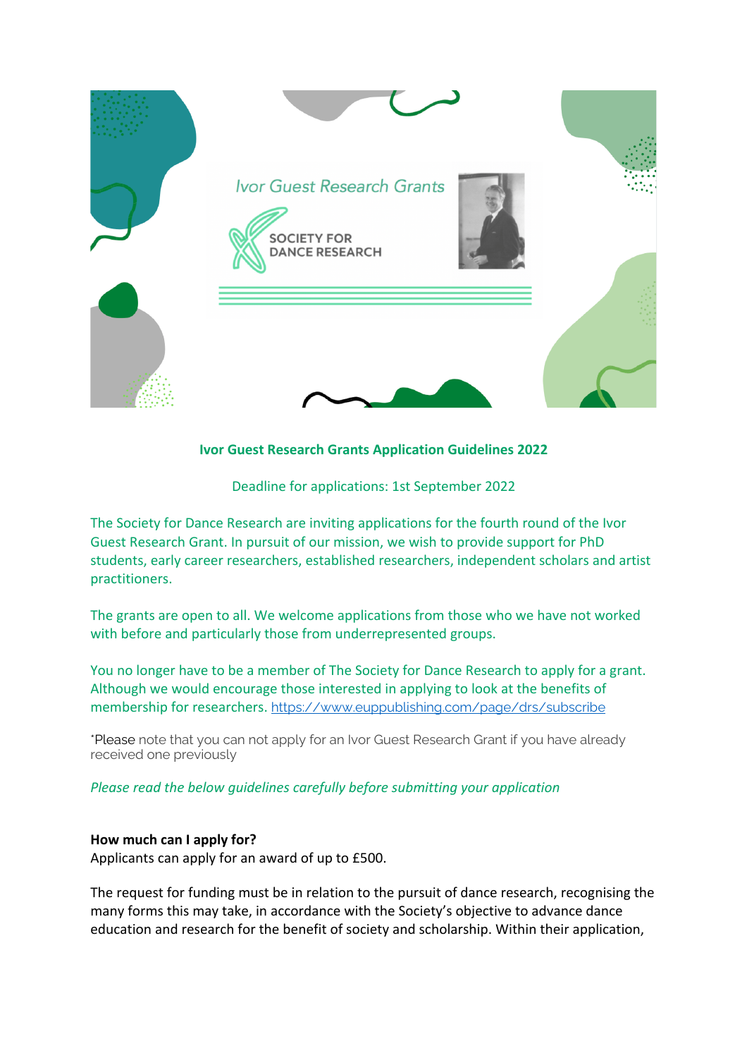Ivor Guest Research Grants

SOCIETY FOR DANCE RESEARCH

# Ivor Guest Research Grants Application Guidelines 2022

Deadline for applications: 1st September 2022

The Society for Dance Research are inviting applications for the fourth round of the Ivor Guest Research Grant. In pursuit of our mission, we wish to provide support for PhD students, early career researchers, established researchers, independent scholars and artist practitioners.

The grants are open to all. We welcome applications from those who we have not worked with before and particularly those from underrepresented groups.

You no longer have to be a member of The Society for Dance Research to apply for a grant. Although we would encourage those interested in applying to look at the benefits of membership for researchers. https://www.euppublishing.com/page/drs/subscribe

*Please note that you can not apply for an Ivor Guest Research Grant if you have already received one previously

*Please read the below guidelines carefully before submitting your application*

**How much can I apply for?**

Applicants can apply for an award of up to £500.

The request for funding must be in relation to the pursuit of dance research, recognising the many forms this may take, in accordance with the Society's objective to advance dance education and research for the benefit of society and scholarship. Within their application,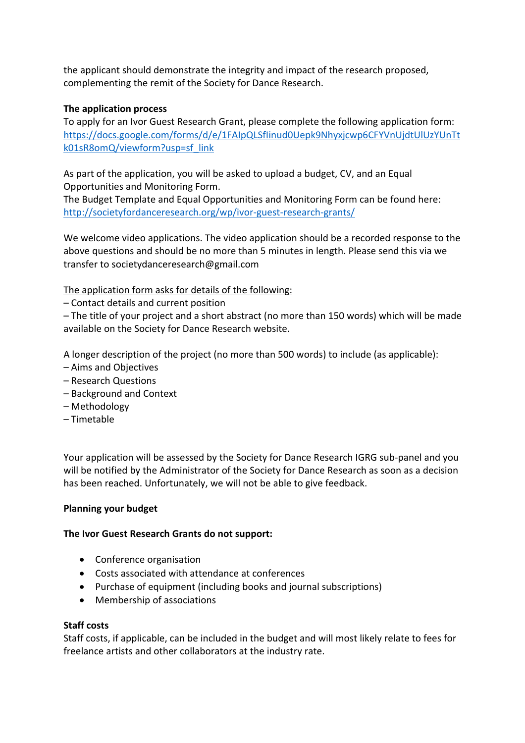the applicant should demonstrate the integrity and impact of the research proposed, complementing the remit of the Society for Dance Research.

**The application process**

To apply for an Ivor Guest Research Grant, please complete the following application form: [https://docs.google.com/forms/d/e/1FAIpQLSfIinud0Uepk9Nhyxjcwp6CFYVnUjdtUlUzYUnTtk01sR8omQ/viewform?usp=sf_link](https://docs.google.com/forms/d/e/1FAIpQLSfIinud0Uepk9Nhyxjcwp6CFYVnUjdtUlUzYUnTtk01sR8omQ/viewform?usp=sf_link)

As part of the application, you will be asked to upload a budget, CV, and an Equal Opportunities and Monitoring Form.
The Budget Template and Equal Opportunities and Monitoring Form can be found here: [http://societyfordanceresearch.org/wp/ivor-guest-research-grants/](http://societyfordanceresearch.org/wp/ivor-guest-research-grants/)

We welcome video applications. The video application should be a recorded response to the above questions and should be no more than 5 minutes in length. Please send this via we transfer to societydanceresearch@gmail.com

<u>The application form asks for details of the following:</u>
– Contact details and current position
– The title of your project and a short abstract (no more than 150 words) which will be made available on the Society for Dance Research website.

A longer description of the project (no more than 500 words) to include (as applicable):
– Aims and Objectives
– Research Questions
– Background and Context
– Methodology
– Timetable

Your application will be assessed by the Society for Dance Research IGRG sub-panel and you will be notified by the Administrator of the Society for Dance Research as soon as a decision has been reached. Unfortunately, we will not be able to give feedback.

**Planning your budget**

**The Ivor Guest Research Grants do not support:**

- Conference organisation
- Costs associated with attendance at conferences
- Purchase of equipment (including books and journal subscriptions)
- Membership of associations

**Staff costs**

Staff costs, if applicable, can be included in the budget and will most likely relate to fees for freelance artists and other collaborators at the industry rate.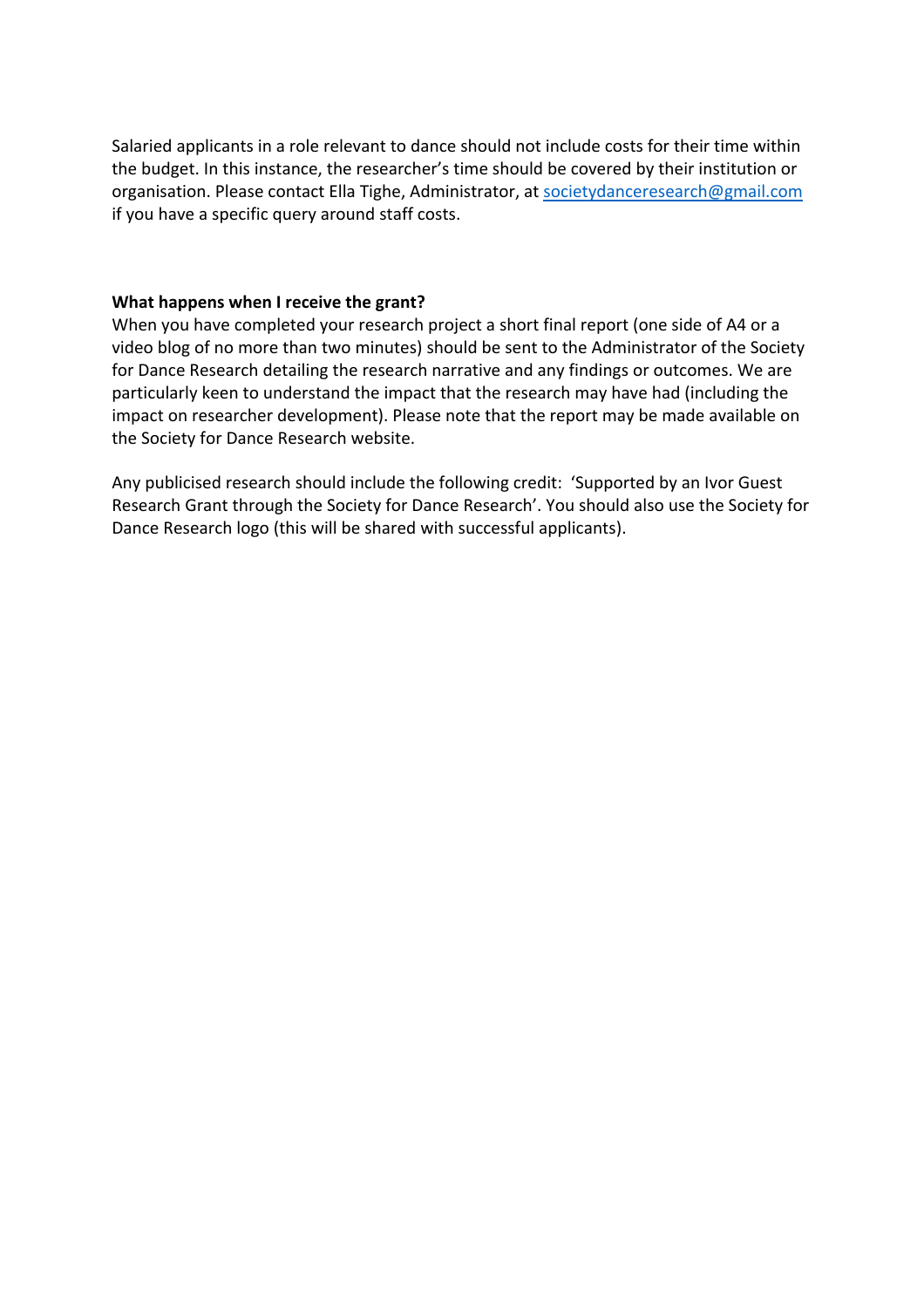Salaried applicants in a role relevant to dance should not include costs for their time within the budget. In this instance, the researcher's time should be covered by their institution or organisation. Please contact Ella Tighe, Administrator, at societydanceresearch@gmail.com if you have a specific query around staff costs.

**What happens when I receive the grant?**

When you have completed your research project a short final report (one side of A4 or a video blog of no more than two minutes) should be sent to the Administrator of the Society for Dance Research detailing the research narrative and any findings or outcomes. We are particularly keen to understand the impact that the research may have had (including the impact on researcher development). Please note that the report may be made available on the Society for Dance Research website.

Any publicised research should include the following credit: 'Supported by an Ivor Guest Research Grant through the Society for Dance Research'. You should also use the Society for Dance Research logo (this will be shared with successful applicants).